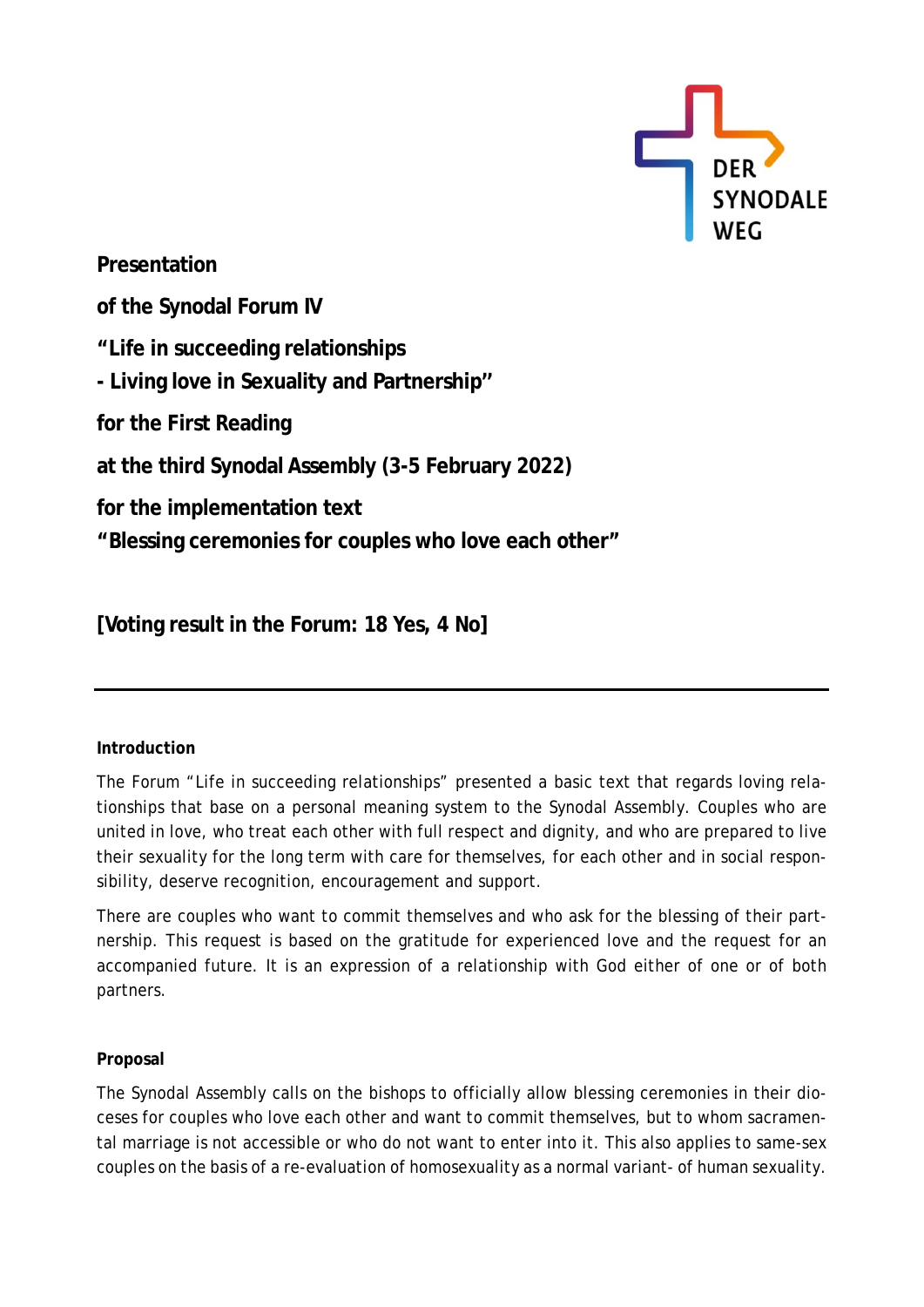**Presentation**

**of the Synodal Forum IV**

**"Life in succeeding relationships**
**- Living love in Sexuality and Partnership"**

**for the First Reading**

**at the third Synodal Assembly (3-5 February 2022)**

**for the implementation text**
**"Blessing ceremonies for couples who love each other"**

**[Voting result in the Forum: 18 Yes, 4 No]**

---

**Introduction**

The Forum "Life in succeeding relationships" presented a basic text that regards loving relationships that base on a personal meaning system to the Synodal Assembly. Couples who are united in love, who treat each other with full respect and dignity, and who are prepared to live their sexuality for the long term with care for themselves, for each other and in social responsibility, deserve recognition, encouragement and support.

There are couples who want to commit themselves and who ask for the blessing of their partnership. This request is based on the gratitude for experienced love and the request for an accompanied future. It is an expression of a relationship with God either of one or of both partners.

**Proposal**

The Synodal Assembly calls on the bishops to officially allow blessing ceremonies in their dioceses for couples who love each other and want to commit themselves, but to whom sacramental marriage is not accessible or who do not want to enter into it. This also applies to same-sex couples on the basis of a re-evaluation of homosexuality as a normal variant- of human sexuality.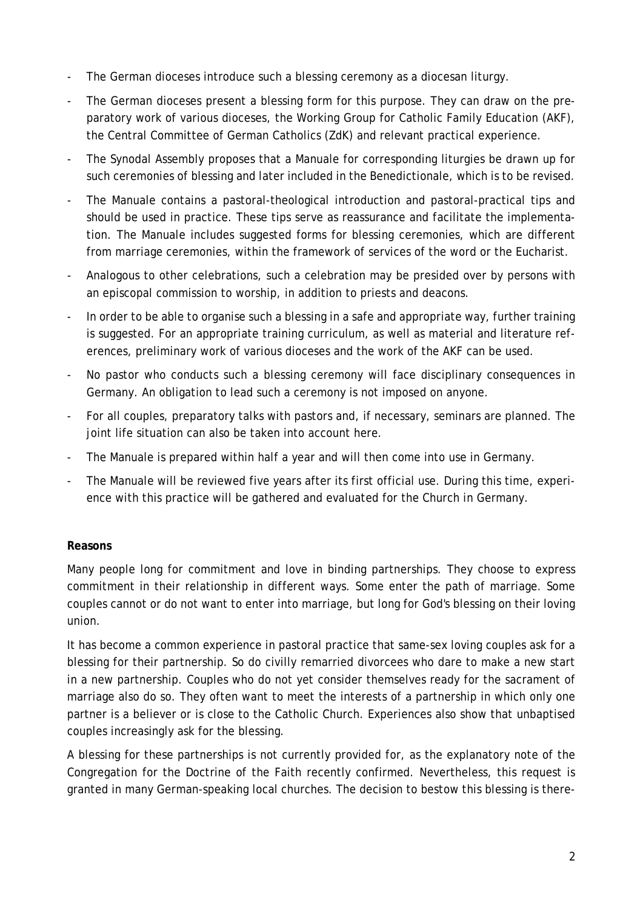- The German dioceses introduce such a blessing ceremony as a diocesan liturgy.
- The German dioceses present a blessing form for this purpose. They can draw on the preparatory work of various dioceses, the Working Group for Catholic Family Education (AKF), the Central Committee of German Catholics (ZdK) and relevant practical experience.
- The Synodal Assembly proposes that a Manuale for corresponding liturgies be drawn up for such ceremonies of blessing and later included in the Benedictionale, which is to be revised.
- The Manuale contains a pastoral-theological introduction and pastoral-practical tips and should be used in practice. These tips serve as reassurance and facilitate the implementation. The Manuale includes suggested forms for blessing ceremonies, which are different from marriage ceremonies, within the framework of services of the word or the Eucharist.
- Analogous to other celebrations, such a celebration may be presided over by persons with an episcopal commission to worship, in addition to priests and deacons.
- In order to be able to organise such a blessing in a safe and appropriate way, further training is suggested. For an appropriate training curriculum, as well as material and literature references, preliminary work of various dioceses and the work of the AKF can be used.
- No pastor who conducts such a blessing ceremony will face disciplinary consequences in Germany. An obligation to lead such a ceremony is not imposed on anyone.
- For all couples, preparatory talks with pastors and, if necessary, seminars are planned. The joint life situation can also be taken into account here.
- The Manuale is prepared within half a year and will then come into use in Germany.
- The Manuale will be reviewed five years after its first official use. During this time, experience with this practice will be gathered and evaluated for the Church in Germany.

**Reasons**

Many people long for commitment and love in binding partnerships. They choose to express commitment in their relationship in different ways. Some enter the path of marriage. Some couples cannot or do not want to enter into marriage, but long for God's blessing on their loving union.

It has become a common experience in pastoral practice that same-sex loving couples ask for a blessing for their partnership. So do civilly remarried divorcees who dare to make a new start in a new partnership. Couples who do not yet consider themselves ready for the sacrament of marriage also do so. They often want to meet the interests of a partnership in which only one partner is a believer or is close to the Catholic Church. Experiences also show that unbaptised couples increasingly ask for the blessing.

A blessing for these partnerships is not currently provided for, as the explanatory note of the Congregation for the Doctrine of the Faith recently confirmed. Nevertheless, this request is granted in many German-speaking local churches. The decision to bestow this blessing is there-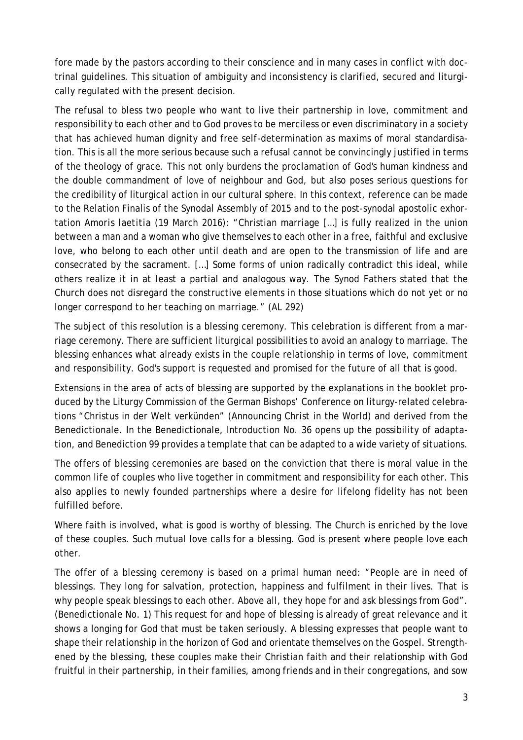fore made by the pastors according to their conscience and in many cases in conflict with doctrinal guidelines. This situation of ambiguity and inconsistency is clarified, secured and liturgically regulated with the present decision.

The refusal to bless two people who want to live their partnership in love, commitment and responsibility to each other and to God proves to be merciless or even discriminatory in a society that has achieved human dignity and free self-determination as maxims of moral standardisation. This is all the more serious because such a refusal cannot be convincingly justified in terms of the theology of grace. This not only burdens the proclamation of God's human kindness and the double commandment of love of neighbour and God, but also poses serious questions for the credibility of liturgical action in our cultural sphere. In this context, reference can be made to the Relation Finalis of the Synodal Assembly of 2015 and to the post-synodal apostolic exhortation *Amoris laetitia* (19 March 2016): "Christian marriage […] is fully realized in the union between a man and a woman who give themselves to each other in a free, faithful and exclusive love, who belong to each other until death and are open to the transmission of life and are consecrated by the sacrament. […] Some forms of union radically contradict this ideal, while others realize it in at least a partial and analogous way. The Synod Fathers stated that the Church does not disregard the constructive elements in those situations which do not yet or no longer correspond to her teaching on marriage." (AL 292)

The subject of this resolution is a blessing ceremony. This celebration is different from a marriage ceremony. There are sufficient liturgical possibilities to avoid an analogy to marriage. The blessing enhances what already exists in the couple relationship in terms of love, commitment and responsibility. God's support is requested and promised for the future of all that is good.

Extensions in the area of acts of blessing are supported by the explanations in the booklet produced by the Liturgy Commission of the German Bishops' Conference on liturgy-related celebrations "Christus in der Welt verkünden" (Announcing Christ in the World) and derived from the Benedictionale. In the Benedictionale, Introduction No. 36 opens up the possibility of adaptation, and Benediction 99 provides a template that can be adapted to a wide variety of situations.

The offers of blessing ceremonies are based on the conviction that there is moral value in the common life of couples who live together in commitment and responsibility for each other. This also applies to newly founded partnerships where a desire for lifelong fidelity has not been fulfilled before.

Where faith is involved, what is good is worthy of blessing. The Church is enriched by the love of these couples. Such mutual love calls for a blessing. God is present where people love each other.

The offer of a blessing ceremony is based on a primal human need: "People are in need of blessings. They long for salvation, protection, happiness and fulfilment in their lives. That is why people speak blessings to each other. Above all, they hope for and ask blessings from God". (Benedictionale No. 1) This request for and hope of blessing is already of great relevance and it shows a longing for God that must be taken seriously. A blessing expresses that people want to shape their relationship in the horizon of God and orientate themselves on the Gospel. Strengthened by the blessing, these couples make their Christian faith and their relationship with God fruitful in their partnership, in their families, among friends and in their congregations, and sow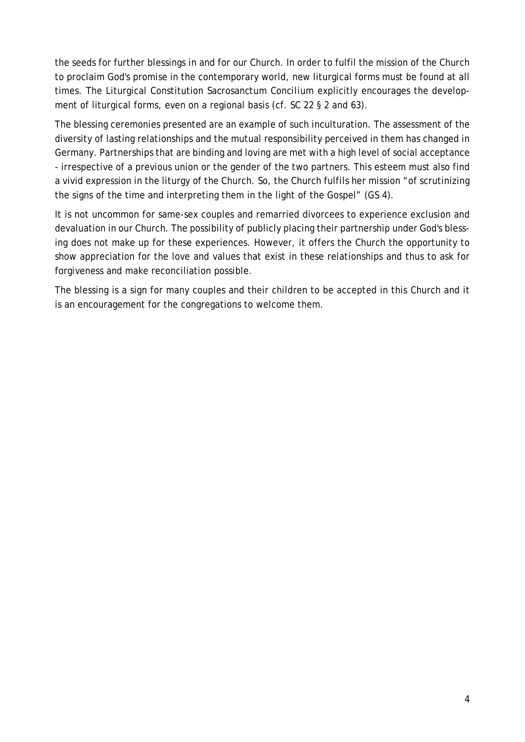the seeds for further blessings in and for our Church. In order to fulfil the mission of the Church to proclaim God's promise in the contemporary world, new liturgical forms must be found at all times. The Liturgical Constitution *Sacrosanctum Concilium* explicitly encourages the development of liturgical forms, even on a regional basis (cf. SC 22 § 2 and 63).

The blessing ceremonies presented are an example of such inculturation. The assessment of the diversity of lasting relationships and the mutual responsibility perceived in them has changed in Germany. Partnerships that are binding and loving are met with a high level of social acceptance - irrespective of a previous union or the gender of the two partners. This esteem must also find a vivid expression in the liturgy of the Church. So, the Church fulfils her mission "of scrutinizing the signs of the time and interpreting them in the light of the Gospel" (GS 4).

It is not uncommon for same-sex couples and remarried divorcees to experience exclusion and devaluation in our Church. The possibility of publicly placing their partnership under God's blessing does not make up for these experiences. However, it offers the Church the opportunity to show appreciation for the love and values that exist in these relationships and thus to ask for forgiveness and make reconciliation possible.

The blessing is a sign for many couples and their children to be accepted in this Church and it is an encouragement for the congregations to welcome them.